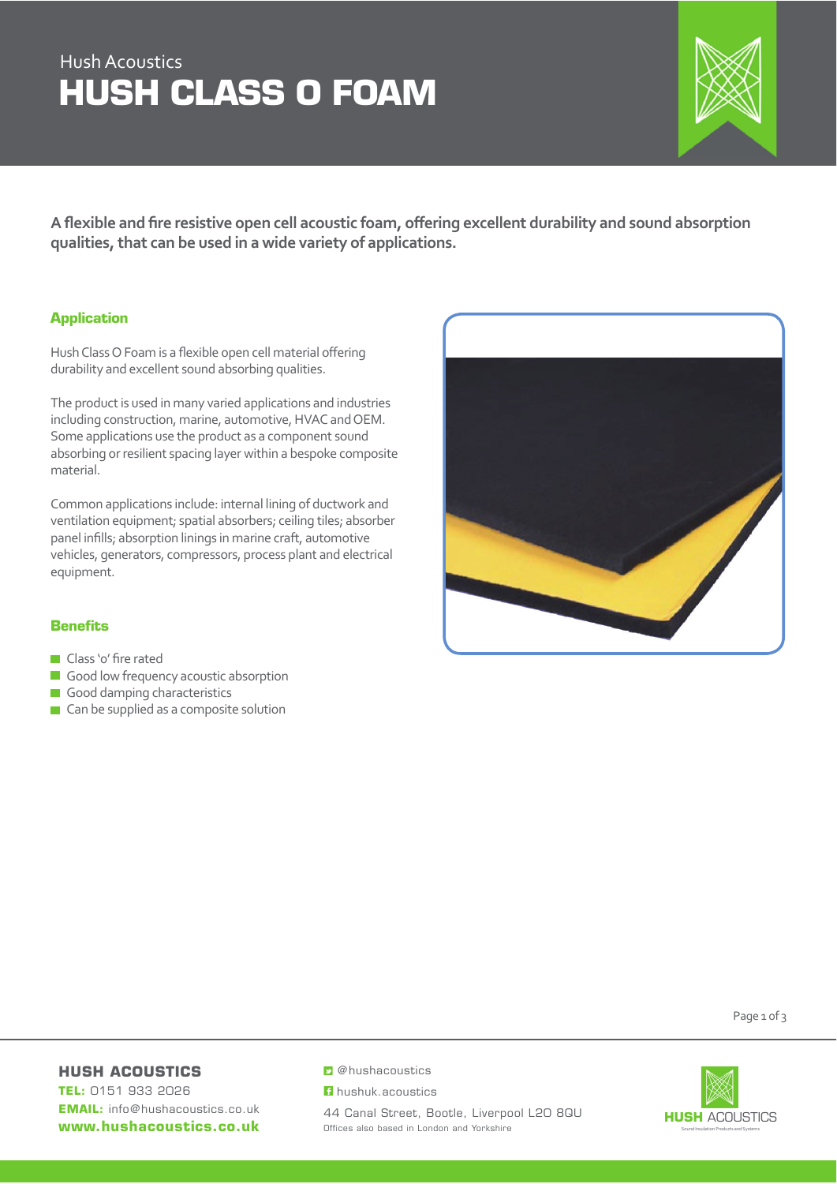Hush Acoustics

# HUSH CLASS O FOAM

**A flexible and fire resistive open cell acoustic foam, offering excellent durability and sound absorption qualities, that can be used in a wide variety of applications.**

## Application

Hush Class O Foam is a flexible open cell material offering durability and excellent sound absorbing qualities.

The product is used in many varied applications and industries including construction, marine, automotive, HVAC and OEM. Some applications use the product as a component sound absorbing or resilient spacing layer within a bespoke composite material.

Common applications include: internal lining of ductwork and ventilation equipment; spatial absorbers; ceiling tiles; absorber panel infills; absorption linings in marine craft, automotive vehicles, generators, compressors, process plant and electrical equipment.

## Benefits

- Class 'o' fire rated
- Good low frequency acoustic absorption
- Good damping characteristics
- Can be supplied as a composite solution

**HUSH ACOUSTICS**
**TEL:** 0151 933 2026
**EMAIL:** info@hushacoustics.co.uk
**www.hushacoustics.co.uk**

@hushacoustics
hushuk.acoustics
44 Canal Street, Bootle, Liverpool L20 8QU
Offices also based in London and Yorkshire

HUSH ACOUSTICS
Sound Insulation Products and Systems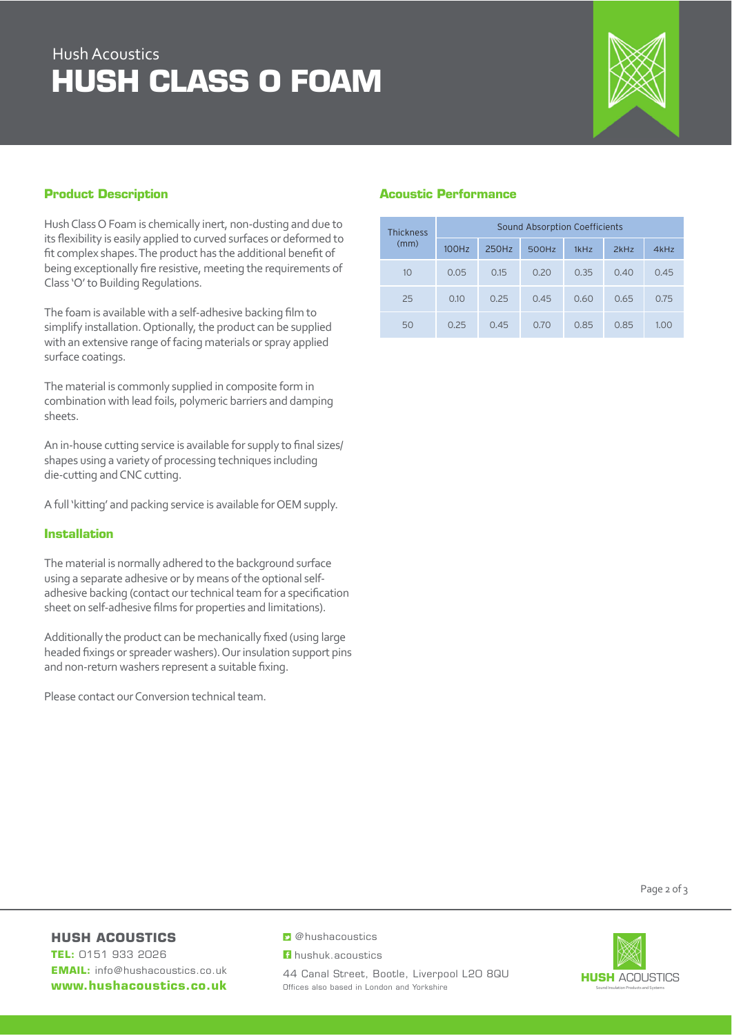Hush Acoustics

# HUSH CLASS O FOAM

## Product Description

Hush Class O Foam is chemically inert, non-dusting and due to its flexibility is easily applied to curved surfaces or deformed to fit complex shapes. The product has the additional benefit of being exceptionally fire resistive, meeting the requirements of Class 'O' to Building Regulations.

The foam is available with a self-adhesive backing film to simplify installation. Optionally, the product can be supplied with an extensive range of facing materials or spray applied surface coatings.

The material is commonly supplied in composite form in combination with lead foils, polymeric barriers and damping sheets.

An in-house cutting service is available for supply to final sizes/ shapes using a variety of processing techniques including die-cutting and CNC cutting.

A full 'kitting' and packing service is available for OEM supply.

## Installation

The material is normally adhered to the background surface using a separate adhesive or by means of the optional self-adhesive backing (contact our technical team for a specification sheet on self-adhesive films for properties and limitations).

Additionally the product can be mechanically fixed (using large headed fixings or spreader washers). Our insulation support pins and non-return washers represent a suitable fixing.

Please contact our Conversion technical team.

## Acoustic Performance

| Thickness (mm) | Sound Absorption Coefficients | | | | | |
|---|---|---|---|---|---|---|
| | 100Hz | 250Hz | 500Hz | 1kHz | 2kHz | 4kHz |
| 10 | 0.05 | 0.15 | 0.20 | 0.35 | 0.40 | 0.45 |
| 25 | 0.10 | 0.25 | 0.45 | 0.60 | 0.65 | 0.75 |
| 50 | 0.25 | 0.45 | 0.70 | 0.85 | 0.85 | 1.00 |

**HUSH ACOUSTICS**
**TEL:** 0151 933 2026
**EMAIL:** info@hushacoustics.co.uk
**www.hushacoustics.co.uk**

@hushacoustics
hushuk.acoustics
44 Canal Street, Bootle, Liverpool L20 8QU
Offices also based in London and Yorkshire

HUSH ACOUSTICS
Sound Insulation Products and Systems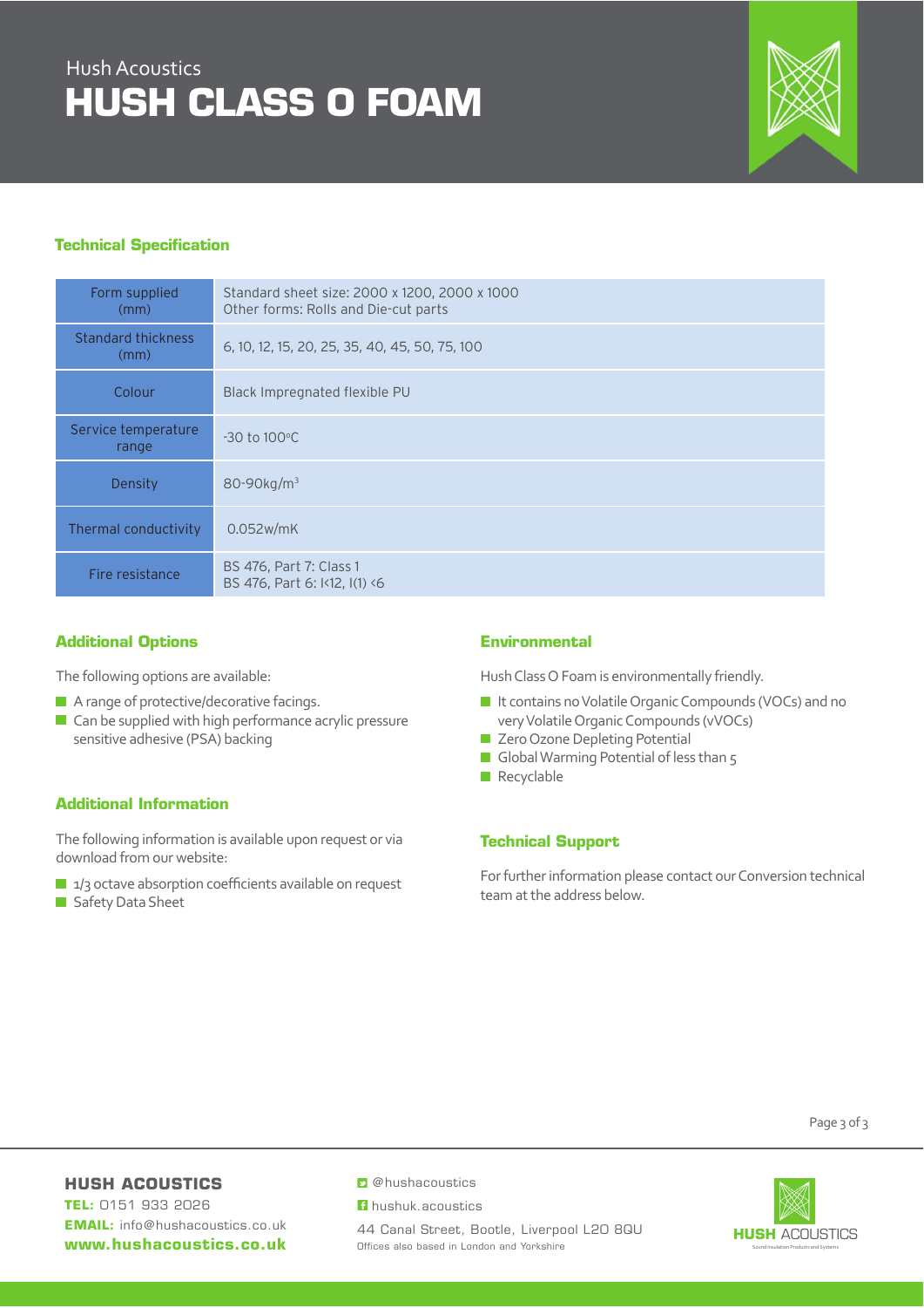Hush Acoustics

# HUSH CLASS O FOAM

## Technical Specification

| | |
|---|---|
| Form supplied (mm) | Standard sheet size: 2000 x 1200, 2000 x 1000<br>Other forms: Rolls and Die-cut parts |
| Standard thickness (mm) | 6, 10, 12, 15, 20, 25, 35, 40, 45, 50, 75, 100 |
| Colour | Black Impregnated flexible PU |
| Service temperature range | -30 to 100°C |
| Density | 80-90kg/m$^3$ |
| Thermal conductivity | 0.052w/mK |
| Fire resistance | BS 476, Part 7: Class 1<br>BS 476, Part 6: I<12, I(1) <6 |

## Additional Options

The following options are available:

- A range of protective/decorative facings.
- Can be supplied with high performance acrylic pressure sensitive adhesive (PSA) backing

## Additional Information

The following information is available upon request or via download from our website:

- 1/3 octave absorption coefficients available on request
- Safety Data Sheet

## Environmental

Hush Class O Foam is environmentally friendly.

- It contains no Volatile Organic Compounds (VOCs) and no very Volatile Organic Compounds (vVOCs)
- Zero Ozone Depleting Potential
- Global Warming Potential of less than 5
- Recyclable

## Technical Support

For further information please contact our Conversion technical team at the address below.

**HUSH ACOUSTICS**
**TEL:** 0151 933 2026
**EMAIL:** info@hushacoustics.co.uk
**www.hushacoustics.co.uk**

@hushacoustics
hushuk.acoustics
44 Canal Street, Bootle, Liverpool L20 8QU
Offices also based in London and Yorkshire

HUSH ACOUSTICS
Sound Insulation Products and Systems